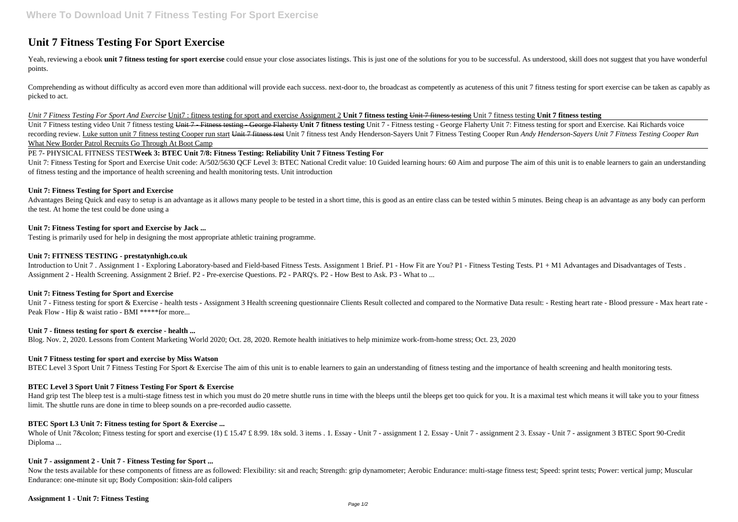# Unit 7 Fitness Testing For Sport Exercise

Yeah, reviewing a ebook **unit 7 fitness testing for sport exercise** could ensue your close associates listings. This is just one of the solutions for you to be successful. As understood, skill does not suggest that you have wonderful points.

Comprehending as without difficulty as accord even more than additional will provide each success. next-door to, the broadcast as competently as acuteness of this unit 7 fitness testing for sport exercise can be taken as capably as picked to act.

*Unit 7 Fitness Testing For Sport And Exercise* Unit7 : fitness testing for sport and exercise Assignment 2 **Unit 7 fitness testing** ~~Unit 7 fitness testing~~ Unit 7 fitness testing **Unit 7 fitness testing**

Unit 7 Fitness testing video Unit 7 fitness testing ~~Unit 7 - Fitness testing - George Flaherty~~ **Unit 7 fitness testing** Unit 7 - Fitness testing - George Flaherty Unit 7: Fitness testing for sport and Exercise. Kai Richards voice recording review. Luke sutton unit 7 fitness testing Cooper run start ~~Unit 7 fitness test~~ Unit 7 fitness test Andy Henderson-Sayers Unit 7 Fitness Testing Cooper Run *Andy Henderson-Sayers Unit 7 Fitness Testing Cooper Run* What New Border Patrol Recruits Go Through At Boot Camp

PE 7- PHYSICAL FITNESS TEST**Week 3: BTEC Unit 7/8: Fitness Testing: Reliability Unit 7 Fitness Testing For**

Unit 7: Fitness Testing for Sport and Exercise Unit code: A/502/5630 QCF Level 3: BTEC National Credit value: 10 Guided learning hours: 60 Aim and purpose The aim of this unit is to enable learners to gain an understanding of fitness testing and the importance of health screening and health monitoring tests. Unit introduction

**Unit 7: Fitness Testing for Sport and Exercise**

Advantages Being Quick and easy to setup is an advantage as it allows many people to be tested in a short time, this is good as an entire class can be tested within 5 minutes. Being cheap is an advantage as any body can perform the test. At home the test could be done using a

**Unit 7: Fitness Testing for sport and Exercise by Jack ...**

Testing is primarily used for help in designing the most appropriate athletic training programme.

**Unit 7: FITNESS TESTING - prestatynhigh.co.uk**

Introduction to Unit 7 . Assignment 1 - Exploring Laboratory-based and Field-based Fitness Tests. Assignment 1 Brief. P1 - How Fit are You? P1 - Fitness Testing Tests. P1 + M1 Advantages and Disadvantages of Tests . Assignment 2 - Health Screening. Assignment 2 Brief. P2 - Pre-exercise Questions. P2 - PARQ's. P2 - How Best to Ask. P3 - What to ...

**Unit 7: Fitness Testing for Sport and Exercise**

Unit 7 - Fitness testing for sport & Exercise - health tests - Assignment 3 Health screening questionnaire Clients Result collected and compared to the Normative Data result: - Resting heart rate - Blood pressure - Max heart rate - Peak Flow - Hip & waist ratio - BMI *****for more...

**Unit 7 - fitness testing for sport & exercise - health ...**

Blog. Nov. 2, 2020. Lessons from Content Marketing World 2020; Oct. 28, 2020. Remote health initiatives to help minimize work-from-home stress; Oct. 23, 2020

**Unit 7 Fitness testing for sport and exercise by Miss Watson**

BTEC Level 3 Sport Unit 7 Fitness Testing For Sport & Exercise The aim of this unit is to enable learners to gain an understanding of fitness testing and the importance of health screening and health monitoring tests.

**BTEC Level 3 Sport Unit 7 Fitness Testing For Sport & Exercise**

Hand grip test The bleep test is a multi-stage fitness test in which you must do 20 metre shuttle runs in time with the bleeps until the bleeps get too quick for you. It is a maximal test which means it will take you to your fitness limit. The shuttle runs are done in time to bleep sounds on a pre-recorded audio cassette.

**BTEC Sport L3 Unit 7: Fitness testing for Sport & Exercise ...**

Whole of Unit 7&colon; Fitness testing for sport and exercise (1) £ 15.47 £ 8.99. 18x sold. 3 items . 1. Essay - Unit 7 - assignment 1 2. Essay - Unit 7 - assignment 2 3. Essay - Unit 7 - assignment 3 BTEC Sport 90-Credit Diploma ...

**Unit 7 - assignment 2 - Unit 7 - Fitness Testing for Sport ...**

Now the tests available for these components of fitness are as followed: Flexibility: sit and reach; Strength: grip dynamometer; Aerobic Endurance: multi-stage fitness test; Speed: sprint tests; Power: vertical jump; Muscular Endurance: one-minute sit up; Body Composition: skin-fold calipers

**Assignment 1 - Unit 7: Fitness Testing**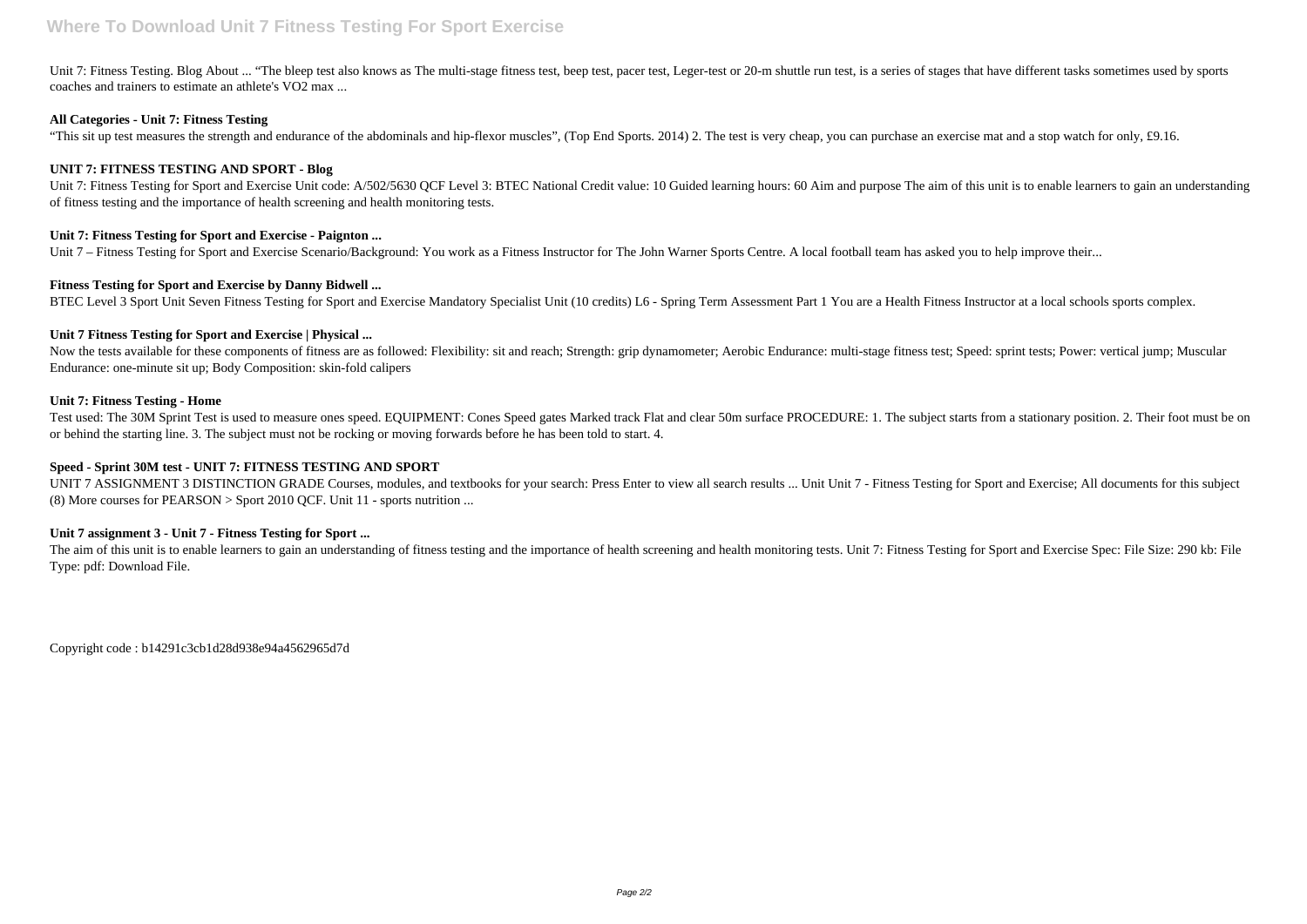Unit 7: Fitness Testing. Blog About ... "The bleep test also knows as The multi-stage fitness test, beep test, pacer test, Leger-test or 20-m shuttle run test, is a series of stages that have different tasks sometimes used by sports coaches and trainers to estimate an athlete's VO2 max ...

**All Categories - Unit 7: Fitness Testing**

"This sit up test measures the strength and endurance of the abdominals and hip-flexor muscles", (Top End Sports. 2014) 2. The test is very cheap, you can purchase an exercise mat and a stop watch for only, £9.16.

**UNIT 7: FITNESS TESTING AND SPORT - Blog**

Unit 7: Fitness Testing for Sport and Exercise Unit code: A/502/5630 QCF Level 3: BTEC National Credit value: 10 Guided learning hours: 60 Aim and purpose The aim of this unit is to enable learners to gain an understanding of fitness testing and the importance of health screening and health monitoring tests.

**Unit 7: Fitness Testing for Sport and Exercise - Paignton ...**

Unit 7 – Fitness Testing for Sport and Exercise Scenario/Background: You work as a Fitness Instructor for The John Warner Sports Centre. A local football team has asked you to help improve their...

**Fitness Testing for Sport and Exercise by Danny Bidwell ...**

BTEC Level 3 Sport Unit Seven Fitness Testing for Sport and Exercise Mandatory Specialist Unit (10 credits) L6 - Spring Term Assessment Part 1 You are a Health Fitness Instructor at a local schools sports complex.

**Unit 7 Fitness Testing for Sport and Exercise | Physical ...**

Now the tests available for these components of fitness are as followed: Flexibility: sit and reach; Strength: grip dynamometer; Aerobic Endurance: multi-stage fitness test; Speed: sprint tests; Power: vertical jump; Muscular Endurance: one-minute sit up; Body Composition: skin-fold calipers

**Unit 7: Fitness Testing - Home**

Test used: The 30M Sprint Test is used to measure ones speed. EQUIPMENT: Cones Speed gates Marked track Flat and clear 50m surface PROCEDURE: 1. The subject starts from a stationary position. 2. Their foot must be on or behind the starting line. 3. The subject must not be rocking or moving forwards before he has been told to start. 4.

**Speed - Sprint 30M test - UNIT 7: FITNESS TESTING AND SPORT**

UNIT 7 ASSIGNMENT 3 DISTINCTION GRADE Courses, modules, and textbooks for your search: Press Enter to view all search results ... Unit Unit 7 - Fitness Testing for Sport and Exercise; All documents for this subject (8) More courses for PEARSON > Sport 2010 QCF. Unit 11 - sports nutrition ...

**Unit 7 assignment 3 - Unit 7 - Fitness Testing for Sport ...**

The aim of this unit is to enable learners to gain an understanding of fitness testing and the importance of health screening and health monitoring tests. Unit 7: Fitness Testing for Sport and Exercise Spec: File Size: 290 kb: File Type: pdf: Download File.

Copyright code : b14291c3cb1d28d938e94a4562965d7d